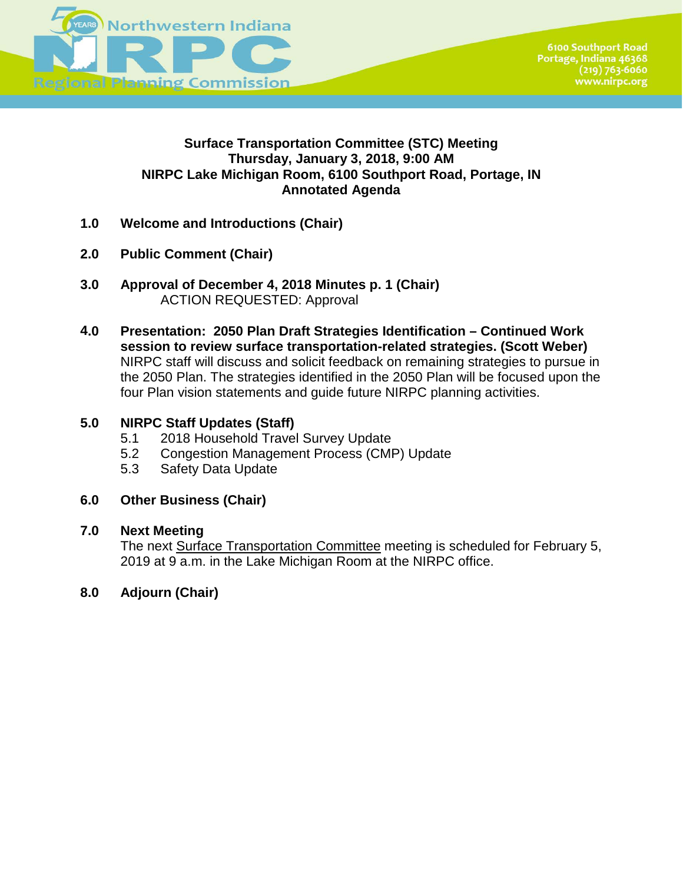Northwestern Indiana Regional Planning Commission

6100 Southport Road
Portage, Indiana 46368
(219) 763-6060
www.nirpc.org

**Surface Transportation Committee (STC) Meeting**
**Thursday, January 3, 2018, 9:00 AM**
**NIRPC Lake Michigan Room, 6100 Southport Road, Portage, IN**
**Annotated Agenda**

**1.0 Welcome and Introductions (Chair)**

**2.0 Public Comment (Chair)**

**3.0 Approval of December 4, 2018 Minutes p. 1 (Chair)**
ACTION REQUESTED: Approval

**4.0 Presentation: 2050 Plan Draft Strategies Identification – Continued Work session to review surface transportation-related strategies. (Scott Weber)**
NIRPC staff will discuss and solicit feedback on remaining strategies to pursue in the 2050 Plan. The strategies identified in the 2050 Plan will be focused upon the four Plan vision statements and guide future NIRPC planning activities.

**5.0 NIRPC Staff Updates (Staff)**
- 5.1 2018 Household Travel Survey Update
- 5.2 Congestion Management Process (CMP) Update
- 5.3 Safety Data Update

**6.0 Other Business (Chair)**

**7.0 Next Meeting**
The next Surface Transportation Committee meeting is scheduled for February 5, 2019 at 9 a.m. in the Lake Michigan Room at the NIRPC office.

**8.0 Adjourn (Chair)**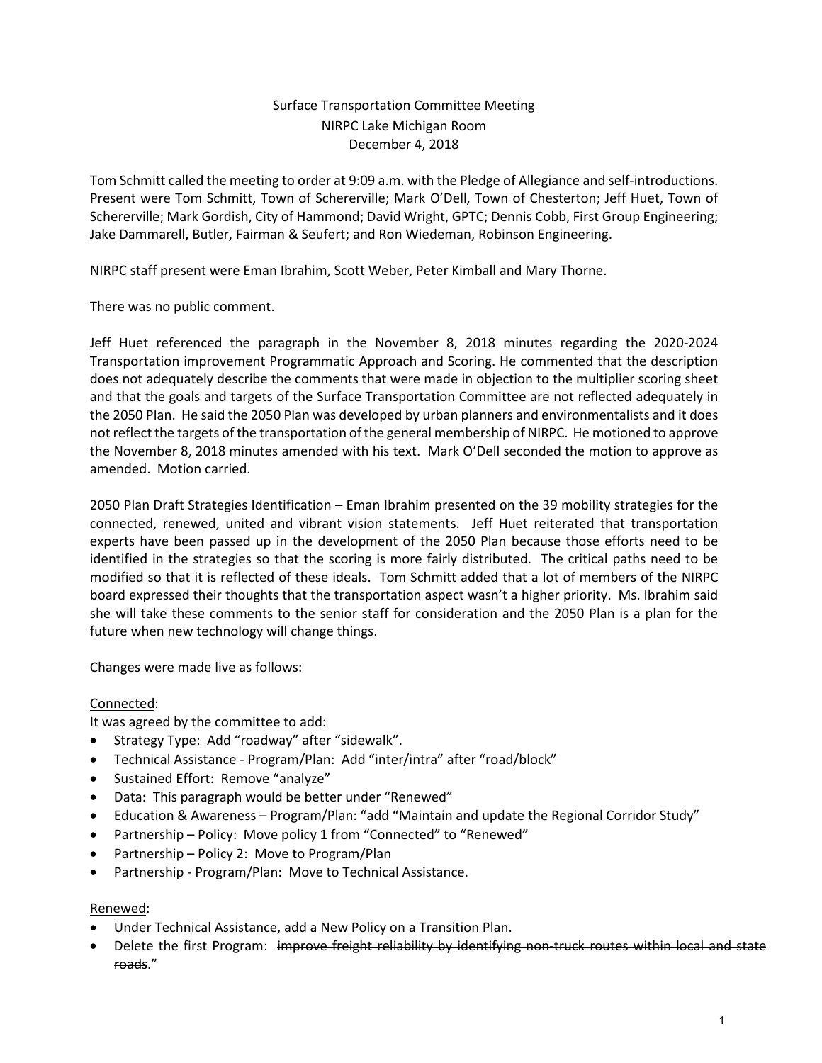Surface Transportation Committee Meeting
NIRPC Lake Michigan Room
December 4, 2018

Tom Schmitt called the meeting to order at 9:09 a.m. with the Pledge of Allegiance and self-introductions. Present were Tom Schmitt, Town of Schererville; Mark O'Dell, Town of Chesterton; Jeff Huet, Town of Schererville; Mark Gordish, City of Hammond; David Wright, GPTC; Dennis Cobb, First Group Engineering; Jake Dammarell, Butler, Fairman & Seufert; and Ron Wiedeman, Robinson Engineering.

NIRPC staff present were Eman Ibrahim, Scott Weber, Peter Kimball and Mary Thorne.

There was no public comment.

Jeff Huet referenced the paragraph in the November 8, 2018 minutes regarding the 2020-2024 Transportation improvement Programmatic Approach and Scoring. He commented that the description does not adequately describe the comments that were made in objection to the multiplier scoring sheet and that the goals and targets of the Surface Transportation Committee are not reflected adequately in the 2050 Plan. He said the 2050 Plan was developed by urban planners and environmentalists and it does not reflect the targets of the transportation of the general membership of NIRPC. He motioned to approve the November 8, 2018 minutes amended with his text. Mark O'Dell seconded the motion to approve as amended. Motion carried.

2050 Plan Draft Strategies Identification – Eman Ibrahim presented on the 39 mobility strategies for the connected, renewed, united and vibrant vision statements. Jeff Huet reiterated that transportation experts have been passed up in the development of the 2050 Plan because those efforts need to be identified in the strategies so that the scoring is more fairly distributed. The critical paths need to be modified so that it is reflected of these ideals. Tom Schmitt added that a lot of members of the NIRPC board expressed their thoughts that the transportation aspect wasn't a higher priority. Ms. Ibrahim said she will take these comments to the senior staff for consideration and the 2050 Plan is a plan for the future when new technology will change things.

Changes were made live as follows:

<u>Connected</u>:
It was agreed by the committee to add:

- Strategy Type: Add "roadway" after "sidewalk".
- Technical Assistance - Program/Plan: Add "inter/intra" after "road/block"
- Sustained Effort: Remove "analyze"
- Data: This paragraph would be better under "Renewed"
- Education & Awareness – Program/Plan: "add "Maintain and update the Regional Corridor Study"
- Partnership – Policy: Move policy 1 from "Connected" to "Renewed"
- Partnership – Policy 2: Move to Program/Plan
- Partnership - Program/Plan: Move to Technical Assistance.

<u>Renewed</u>:

- Under Technical Assistance, add a New Policy on a Transition Plan.
- Delete the first Program: ~~improve freight reliability by identifying non-truck routes within local and state roads~~."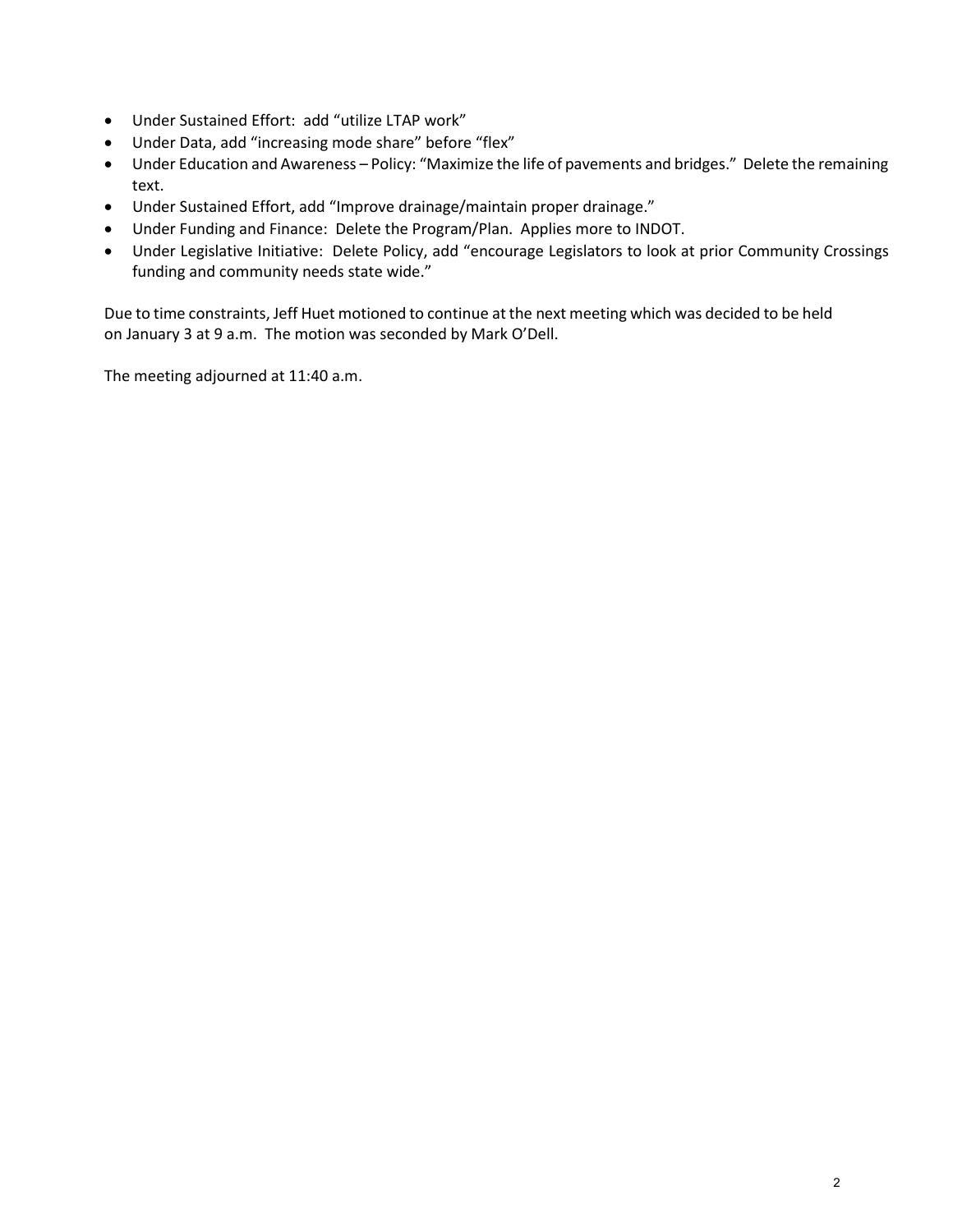- Under Sustained Effort: add "utilize LTAP work"
- Under Data, add "increasing mode share" before "flex"
- Under Education and Awareness – Policy: "Maximize the life of pavements and bridges." Delete the remaining text.
- Under Sustained Effort, add "Improve drainage/maintain proper drainage."
- Under Funding and Finance: Delete the Program/Plan. Applies more to INDOT.
- Under Legislative Initiative: Delete Policy, add "encourage Legislators to look at prior Community Crossings funding and community needs state wide."

Due to time constraints, Jeff Huet motioned to continue at the next meeting which was decided to be held on January 3 at 9 a.m. The motion was seconded by Mark O'Dell.

The meeting adjourned at 11:40 a.m.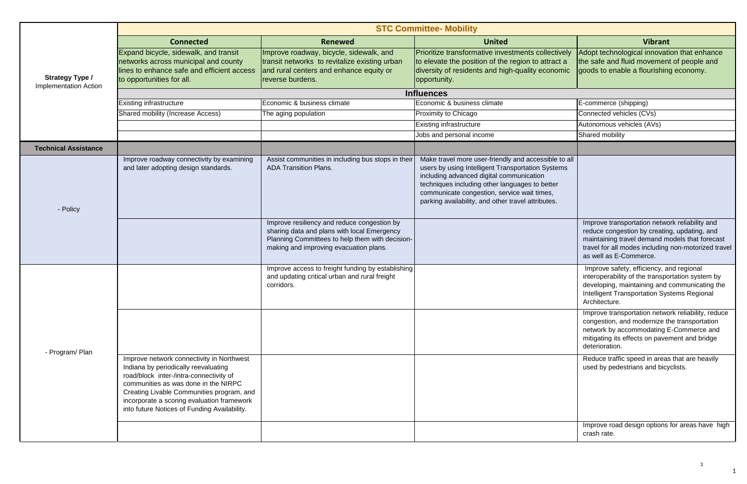| Strategy Type / Implementation Action | STC Committee- Mobility | | | |
|---|---|---|---|---|
| | **Connected** | **Renewed** | **United** | **Vibrant** |
| | Expand bicycle, sidewalk, and transit networks across municipal and county lines to enhance safe and efficient access to opportunities for all. | Improve roadway, bicycle, sidewalk, and transit networks to revitalize existing urban and rural centers and enhance equity or reverse burdens. | Prioritize transformative investments collectively to elevate the position of the region to attract a diversity of residents and high-quality economic opportunity. | Adopt technological innovation that enhance the safe and fluid movement of people and goods to enable a flourishing economy. |
| | **Influences** | | | |
| | Existing infrastructure | Economic & business climate | Economic & business climate | E-commerce (shipping) |
| | Shared mobility (Increase Access) | The aging population | Proximity to Chicago | Connected vehicles (CVs) |
| | | | Existing infrastructure | Autonomous vehicles (AVs) |
| | | | Jobs and personal income | Shared mobility |
| **Technical Assistance** | | | | |
| - Policy | Improve roadway connectivity by examining and later adopting design standards. | Assist communities in including bus stops in their ADA Transition Plans. | Make travel more user-friendly and accessible to all users by using Intelligent Transportation Systems including advanced digital communication techniques including other languages to better communicate congestion, service wait times, parking availability, and other travel attributes. | |
| | | Improve resiliency and reduce congestion by sharing data and plans with local Emergency Planning Committees to help them with decision-making and improving evacuation plans. | | Improve transportation network reliability and reduce congestion by creating, updating, and maintaining travel demand models that forecast travel for all modes including non-motorized travel as well as E-Commerce. |
| - Program/ Plan | | Improve access to freight funding by establishing and updating critical urban and rural freight corridors. | | Improve safety, efficiency, and regional interoperability of the transportation system by developing, maintaining and communicating the Intelligent Transportation Systems Regional Architecture. |
| | | | | Improve transportation network reliability, reduce congestion, and modernize the transportation network by accommodating E-Commerce and mitigating its effects on pavement and bridge deterioration. |
| | Improve network connectivity in Northwest Indiana by periodically reevaluating road/block inter-/intra-connectivity of communities as was done in the NIRPC Creating Livable Communities program, and incorporate a scoring evaluation framework into future Notices of Funding Availability. | | | Reduce traffic speed in areas that are heavily used by pedestrians and bicyclists. |
| | | | | Improve road design options for areas have high crash rate. |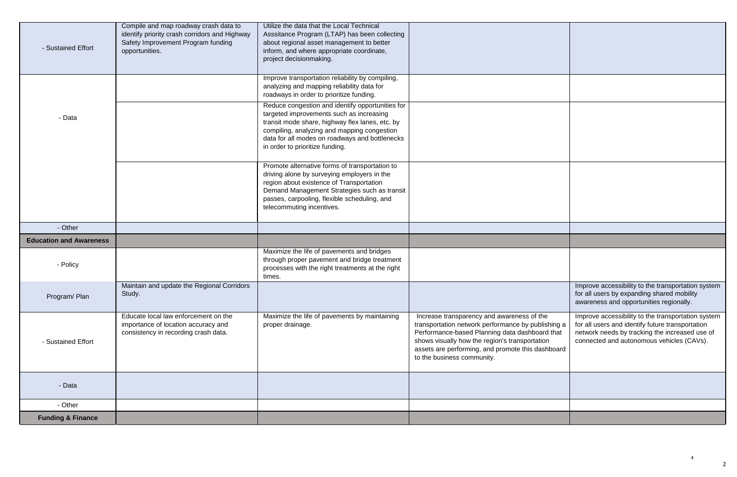| | | | | |
|---|---|---|---|---|
| - Sustained Effort | Compile and map roadway crash data to identify priority crash corridors and Highway Safety Improvement Program funding opportunities. | Utilize the data that the Local Technical Asssitance Program (LTAP) has been collecting about regional asset management to better inform, and where appropriate coordinate, project decisionmaking. | | |
| - Data | | Improve transportation reliability by compiling, analyzing and mapping reliability data for roadways in order to prioritize funding. | | |
| | | Reduce congestion and identify opportunities for targeted improvements such as increasing transit mode share, highway flex lanes, etc. by compiling, analyzing and mapping congestion data for all modes on roadways and bottlenecks in order to prioritize funding. | | |
| | | Promote alternative forms of transportation to driving alone by surveying employers in the region about existence of Transportation Demand Management Strategies such as transit passes, carpooling, flexible scheduling, and telecommuting incentives. | | |
| - Other | | | | |
| **Education and Awareness** | | | | |
| - Policy | | Maximize the life of pavements and bridges through proper pavement and bridge treatment processes with the right treatments at the right times. | | |
| Program/ Plan | Maintain and update the Regional Corridors Study. | | | Improve accessibility to the transportation system for all users by expanding shared mobility awareness and opportunities regionally. |
| - Sustained Effort | Educate local law enforcement on the importance of location accuracy and consistency in recording crash data. | Maximize the life of pavements by maintaining proper drainage. | Increase transparency and awareness of the transportation network performance by publishing a Performance-based Planning data dashboard that shows visually how the region's transportation assets are performing, and promote this dashboard to the business community. | Improve accessibility to the transportation system for all users and identify future transportation network needs by tracking the increased use of connected and autonomous vehicles (CAVs). |
| - Data | | | | |
| - Other | | | | |
| **Funding & Finance** | | | | |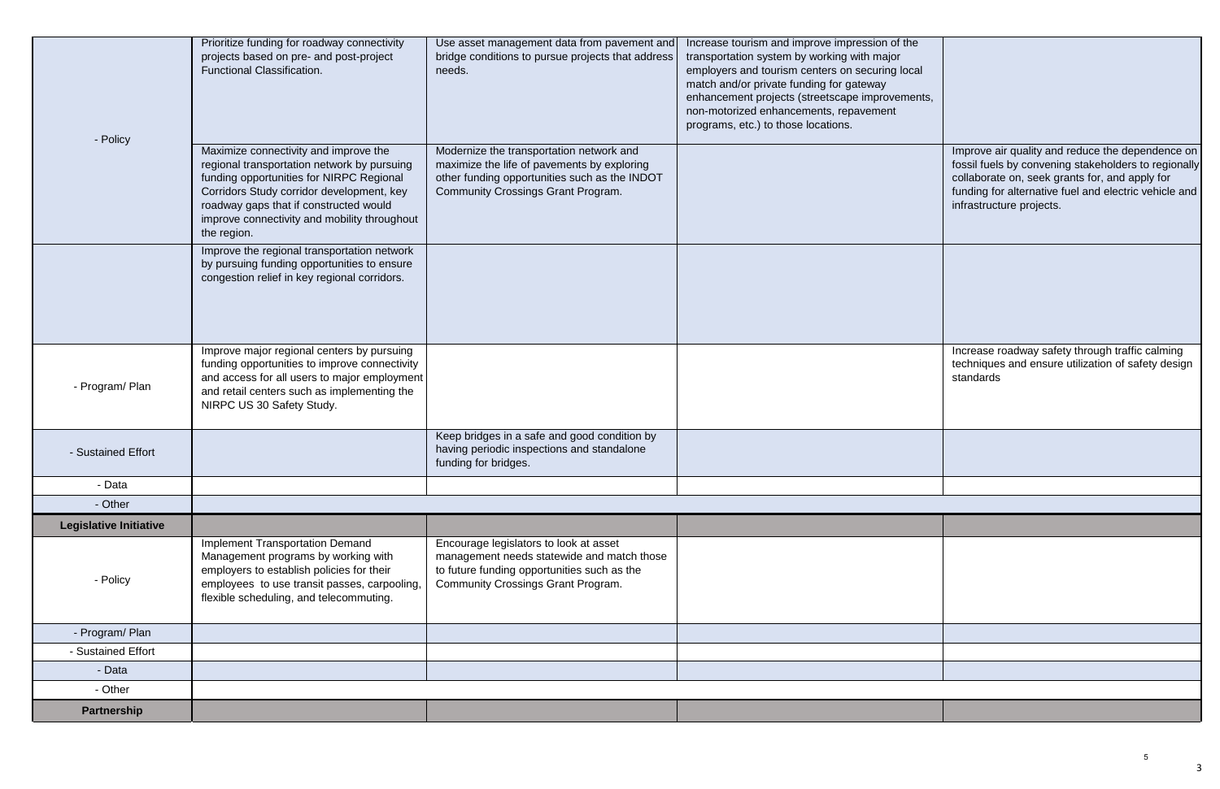| | | | | |
|---|---|---|---|---|
| - Policy | Prioritize funding for roadway connectivity projects based on pre- and post-project Functional Classification. | Use asset management data from pavement and bridge conditions to pursue projects that address needs. | Increase tourism and improve impression of the transportation system by working with major employers and tourism centers on securing local match and/or private funding for gateway enhancement projects (streetscape improvements, non-motorized enhancements, repavement programs, etc.) to those locations. | |
| | Maximize connectivity and improve the regional transportation network by pursuing funding opportunities for NIRPC Regional Corridors Study corridor development, key roadway gaps that if constructed would improve connectivity and mobility throughout the region. | Modernize the transportation network and maximize the life of pavements by exploring other funding opportunities such as the INDOT Community Crossings Grant Program. | | Improve air quality and reduce the dependence on fossil fuels by convening stakeholders to regionally collaborate on, seek grants for, and apply for funding for alternative fuel and electric vehicle and infrastructure projects. |
| | Improve the regional transportation network by pursuing funding opportunities to ensure congestion relief in key regional corridors. | | | |
| - Program/ Plan | Improve major regional centers by pursuing funding opportunities to improve connectivity and access for all users to major employment and retail centers such as implementing the NIRPC US 30 Safety Study. | | | Increase roadway safety through traffic calming techniques and ensure utilization of safety design standards |
| - Sustained Effort | | Keep bridges in a safe and good condition by having periodic inspections and standalone funding for bridges. | | |
| - Data | | | | |
| - Other | | | | |
| **Legislative Initiative** | | | | |
| - Policy | Implement Transportation Demand Management programs by working with employers to establish policies for their employees to use transit passes, carpooling, flexible scheduling, and telecommuting. | Encourage legislators to look at asset management needs statewide and match those to future funding opportunities such as the Community Crossings Grant Program. | | |
| - Program/ Plan | | | | |
| - Sustained Effort | | | | |
| - Data | | | | |
| - Other | | | | |
| **Partnership** | | | | |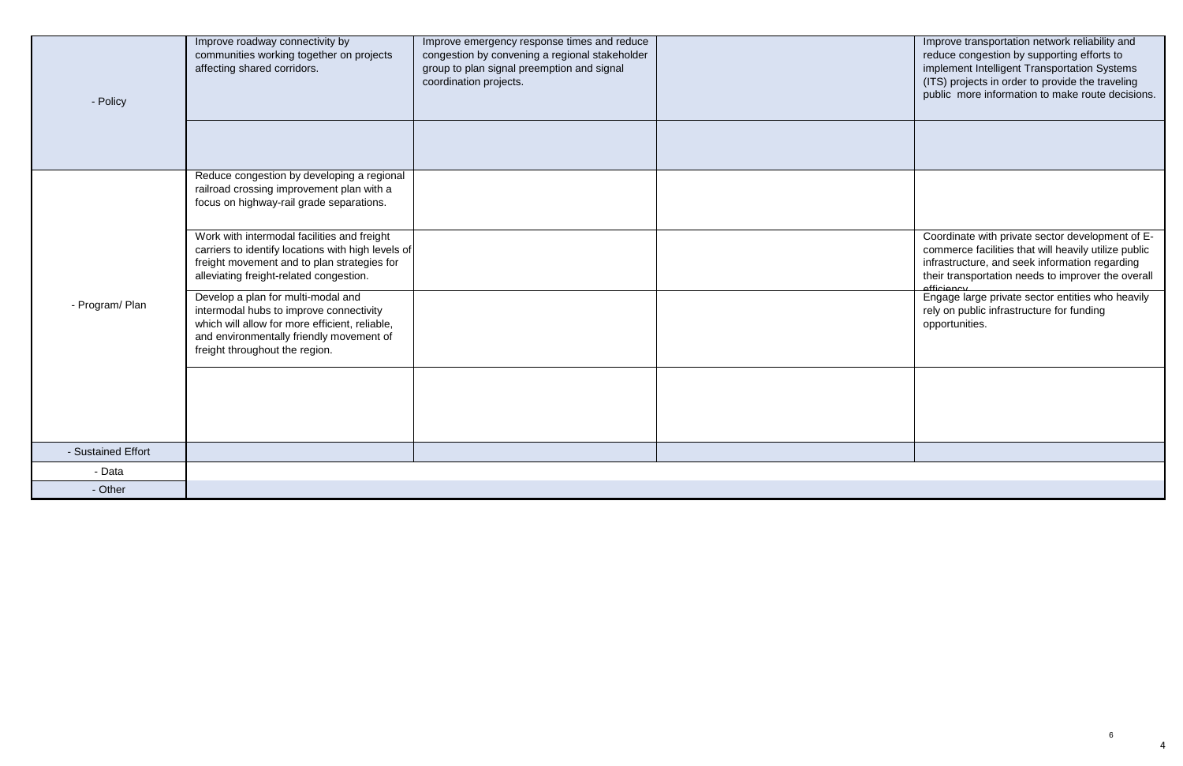| | | | | |
|---|---|---|---|---|
| - Policy | Improve roadway connectivity by communities working together on projects affecting shared corridors. | Improve emergency response times and reduce congestion by convening a regional stakeholder group to plan signal preemption and signal coordination projects. | | Improve transportation network reliability and reduce congestion by supporting efforts to implement Intelligent Transportation Systems (ITS) projects in order to provide the traveling public more information to make route decisions. |
| | | | | |
| - Program/ Plan | Reduce congestion by developing a regional railroad crossing improvement plan with a focus on highway-rail grade separations. | | | |
| | Work with intermodal facilities and freight carriers to identify locations with high levels of freight movement and to plan strategies for alleviating freight-related congestion. | | | Coordinate with private sector development of E-commerce facilities that will heavily utilize public infrastructure, and seek information regarding their transportation needs to improver the overall efficiency |
| | Develop a plan for multi-modal and intermodal hubs to improve connectivity which will allow for more efficient, reliable, and environmentally friendly movement of freight throughout the region. | | | Engage large private sector entities who heavily rely on public infrastructure for funding opportunities. |
| | | | | |
| - Sustained Effort | | | | |
| - Data | | | | |
| - Other | | | | |